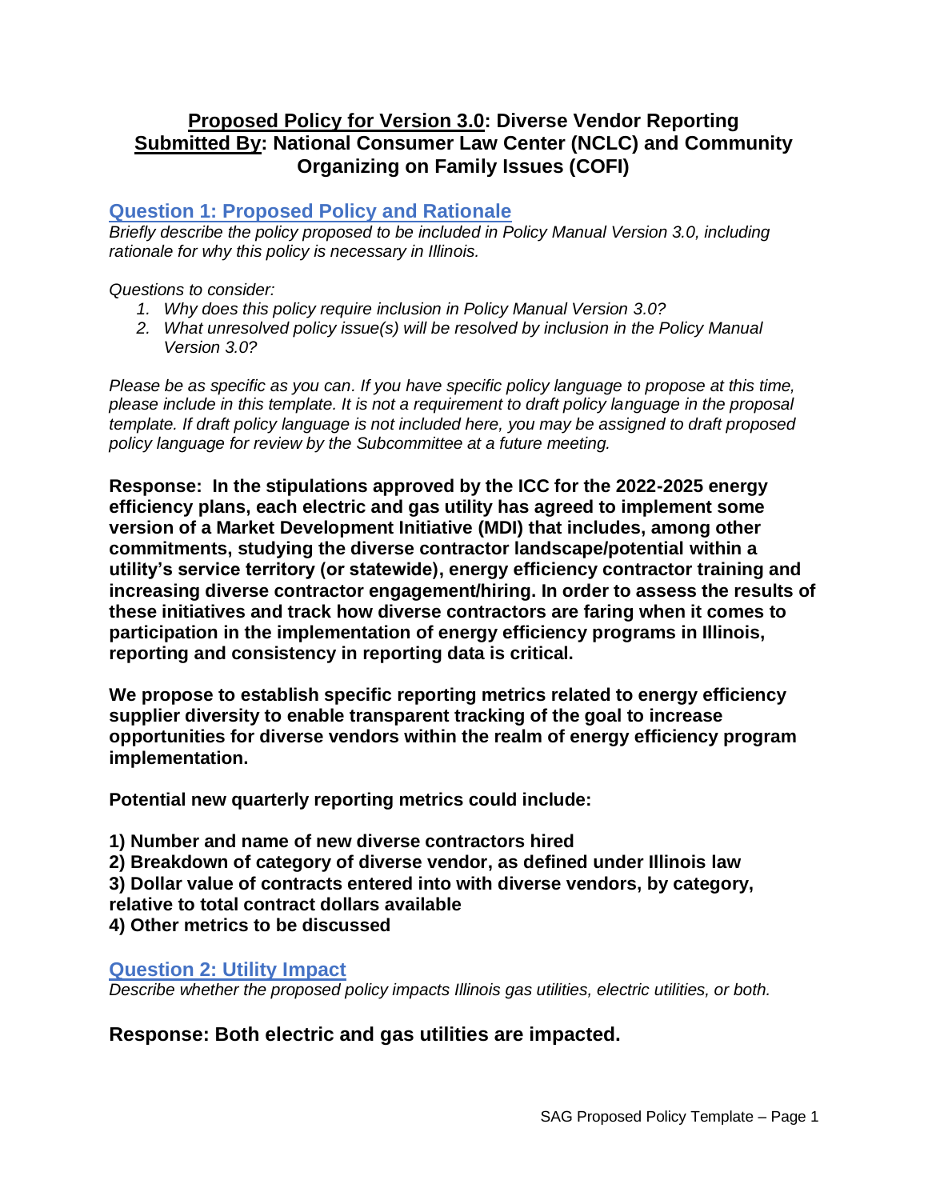# **Proposed Policy for Version 3.0: Diverse Vendor Reporting**
# **Submitted By: National Consumer Law Center (NCLC) and Community Organizing on Family Issues (COFI)**

## Question 1: Proposed Policy and Rationale

*Briefly describe the policy proposed to be included in Policy Manual Version 3.0, including rationale for why this policy is necessary in Illinois.*

*Questions to consider:*

1. *Why does this policy require inclusion in Policy Manual Version 3.0?*
2. *What unresolved policy issue(s) will be resolved by inclusion in the Policy Manual Version 3.0?*

*Please be as specific as you can. If you have specific policy language to propose at this time, please include in this template. It is not a requirement to draft policy language in the proposal template. If draft policy language is not included here, you may be assigned to draft proposed policy language for review by the Subcommittee at a future meeting.*

**Response: In the stipulations approved by the ICC for the 2022-2025 energy efficiency plans, each electric and gas utility has agreed to implement some version of a Market Development Initiative (MDI) that includes, among other commitments, studying the diverse contractor landscape/potential within a utility's service territory (or statewide), energy efficiency contractor training and increasing diverse contractor engagement/hiring. In order to assess the results of these initiatives and track how diverse contractors are faring when it comes to participation in the implementation of energy efficiency programs in Illinois, reporting and consistency in reporting data is critical.**

**We propose to establish specific reporting metrics related to energy efficiency supplier diversity to enable transparent tracking of the goal to increase opportunities for diverse vendors within the realm of energy efficiency program implementation.**

**Potential new quarterly reporting metrics could include:**

**1) Number and name of new diverse contractors hired**
**2) Breakdown of category of diverse vendor, as defined under Illinois law**
**3) Dollar value of contracts entered into with diverse vendors, by category, relative to total contract dollars available**
**4) Other metrics to be discussed**

## Question 2: Utility Impact

*Describe whether the proposed policy impacts Illinois gas utilities, electric utilities, or both.*

**Response: Both electric and gas utilities are impacted.**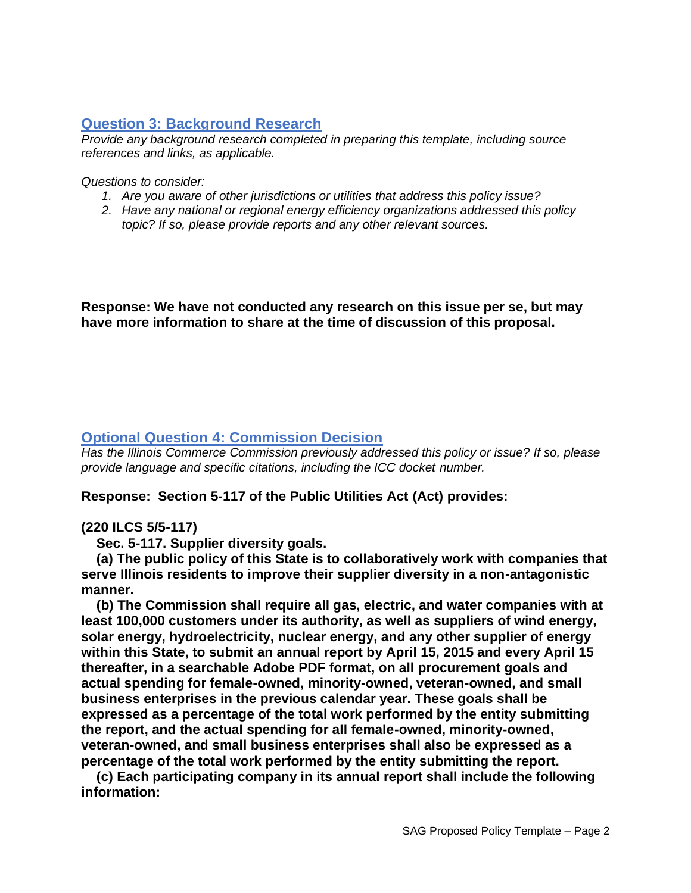## Question 3: Background Research

*Provide any background research completed in preparing this template, including source references and links, as applicable.*

*Questions to consider:*

1. *Are you aware of other jurisdictions or utilities that address this policy issue?*
2. *Have any national or regional energy efficiency organizations addressed this policy topic? If so, please provide reports and any other relevant sources.*

**Response: We have not conducted any research on this issue per se, but may have more information to share at the time of discussion of this proposal.**

## Optional Question 4: Commission Decision

*Has the Illinois Commerce Commission previously addressed this policy or issue? If so, please provide language and specific citations, including the ICC docket number.*

**Response: Section 5-117 of the Public Utilities Act (Act) provides:**

**(220 ILCS 5/5-117)**

**Sec. 5-117. Supplier diversity goals.**

**(a) The public policy of this State is to collaboratively work with companies that serve Illinois residents to improve their supplier diversity in a non-antagonistic manner.**

**(b) The Commission shall require all gas, electric, and water companies with at least 100,000 customers under its authority, as well as suppliers of wind energy, solar energy, hydroelectricity, nuclear energy, and any other supplier of energy within this State, to submit an annual report by April 15, 2015 and every April 15 thereafter, in a searchable Adobe PDF format, on all procurement goals and actual spending for female-owned, minority-owned, veteran-owned, and small business enterprises in the previous calendar year. These goals shall be expressed as a percentage of the total work performed by the entity submitting the report, and the actual spending for all female-owned, minority-owned, veteran-owned, and small business enterprises shall also be expressed as a percentage of the total work performed by the entity submitting the report.**

**(c) Each participating company in its annual report shall include the following information:**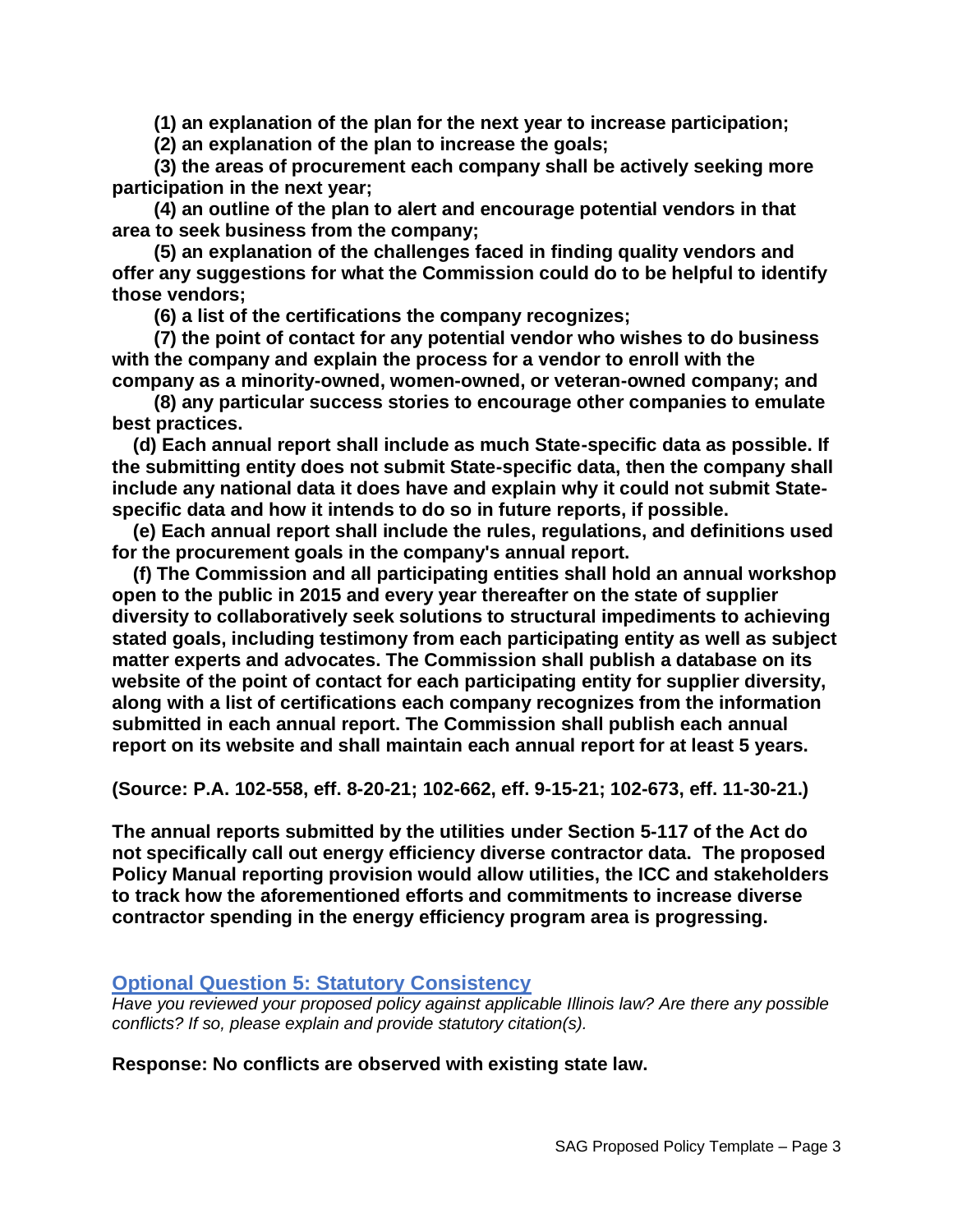**(1) an explanation of the plan for the next year to increase participation;**

**(2) an explanation of the plan to increase the goals;**

**(3) the areas of procurement each company shall be actively seeking more participation in the next year;**

**(4) an outline of the plan to alert and encourage potential vendors in that area to seek business from the company;**

**(5) an explanation of the challenges faced in finding quality vendors and offer any suggestions for what the Commission could do to be helpful to identify those vendors;**

**(6) a list of the certifications the company recognizes;**

**(7) the point of contact for any potential vendor who wishes to do business with the company and explain the process for a vendor to enroll with the company as a minority-owned, women-owned, or veteran-owned company; and**

**(8) any particular success stories to encourage other companies to emulate best practices.**

**(d) Each annual report shall include as much State-specific data as possible. If the submitting entity does not submit State-specific data, then the company shall include any national data it does have and explain why it could not submit State-specific data and how it intends to do so in future reports, if possible.**

**(e) Each annual report shall include the rules, regulations, and definitions used for the procurement goals in the company's annual report.**

**(f) The Commission and all participating entities shall hold an annual workshop open to the public in 2015 and every year thereafter on the state of supplier diversity to collaboratively seek solutions to structural impediments to achieving stated goals, including testimony from each participating entity as well as subject matter experts and advocates. The Commission shall publish a database on its website of the point of contact for each participating entity for supplier diversity, along with a list of certifications each company recognizes from the information submitted in each annual report. The Commission shall publish each annual report on its website and shall maintain each annual report for at least 5 years.**

**(Source: P.A. 102-558, eff. 8-20-21; 102-662, eff. 9-15-21; 102-673, eff. 11-30-21.)**

**The annual reports submitted by the utilities under Section 5-117 of the Act do not specifically call out energy efficiency diverse contractor data. The proposed Policy Manual reporting provision would allow utilities, the ICC and stakeholders to track how the aforementioned efforts and commitments to increase diverse contractor spending in the energy efficiency program area is progressing.**

## Optional Question 5: Statutory Consistency

*Have you reviewed your proposed policy against applicable Illinois law? Are there any possible conflicts? If so, please explain and provide statutory citation(s).*

**Response: No conflicts are observed with existing state law.**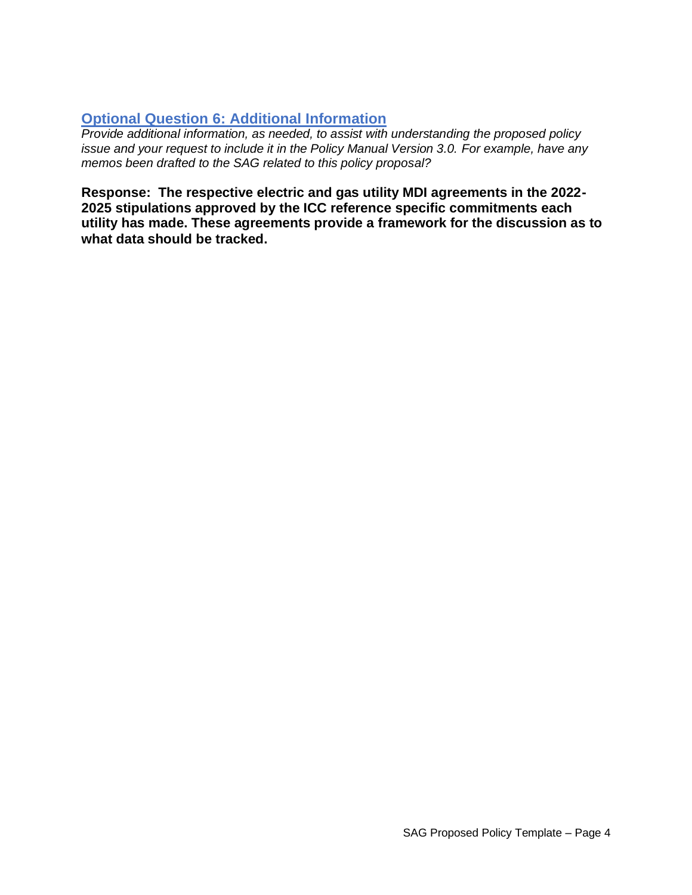## Optional Question 6: Additional Information

*Provide additional information, as needed, to assist with understanding the proposed policy issue and your request to include it in the Policy Manual Version 3.0. For example, have any memos been drafted to the SAG related to this policy proposal?*

**Response: The respective electric and gas utility MDI agreements in the 2022-2025 stipulations approved by the ICC reference specific commitments each utility has made. These agreements provide a framework for the discussion as to what data should be tracked.**